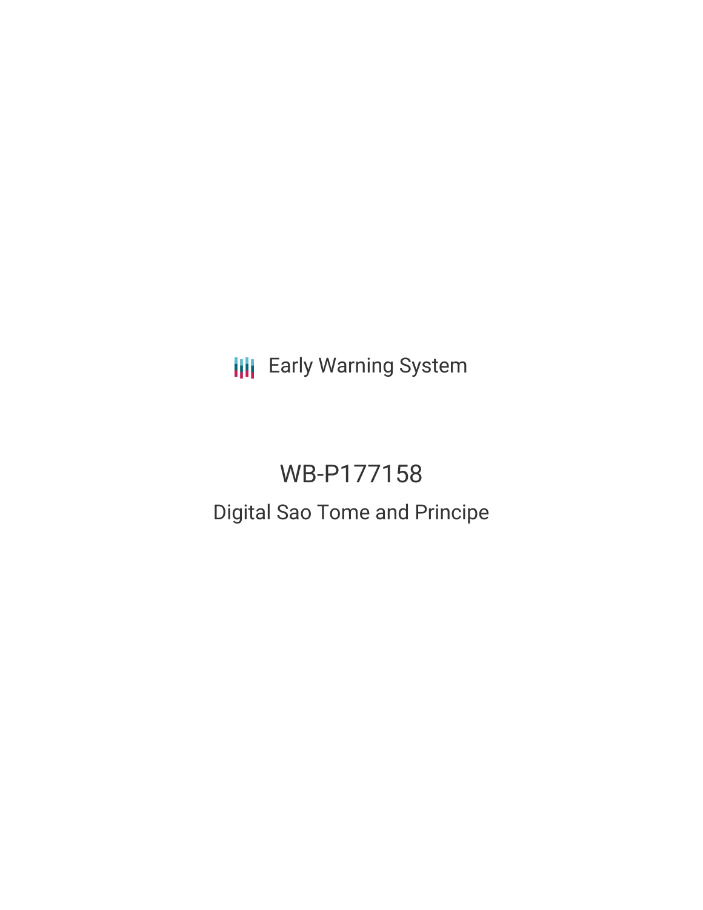Early Warning System

# WB-P177158

## Digital Sao Tome and Principe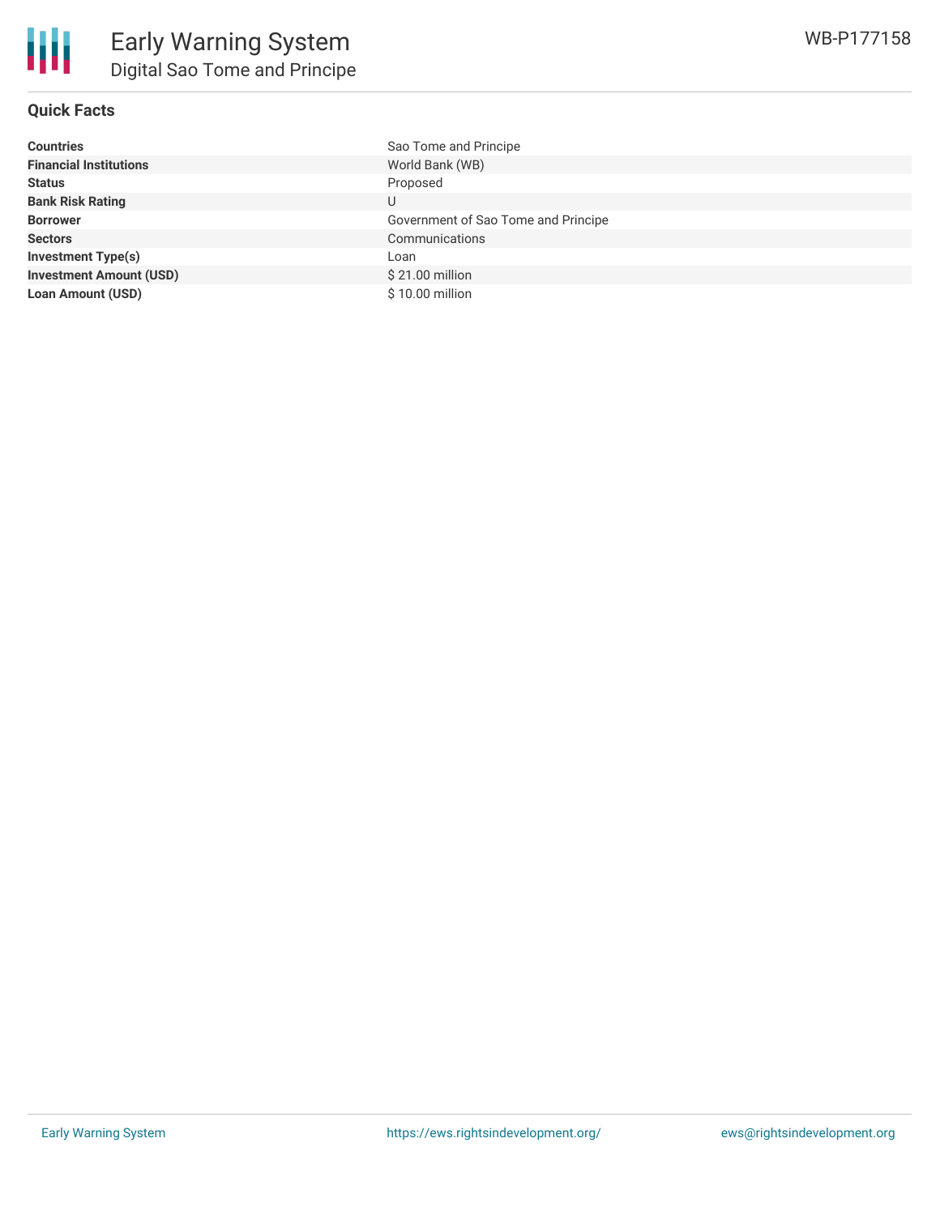## Quick Facts

| | |
|---|---|
| **Countries** | Sao Tome and Principe |
| **Financial Institutions** | World Bank (WB) |
| **Status** | Proposed |
| **Bank Risk Rating** | U |
| **Borrower** | Government of Sao Tome and Principe |
| **Sectors** | Communications |
| **Investment Type(s)** | Loan |
| **Investment Amount (USD)** | $ 21.00 million |
| **Loan Amount (USD)** | $ 10.00 million |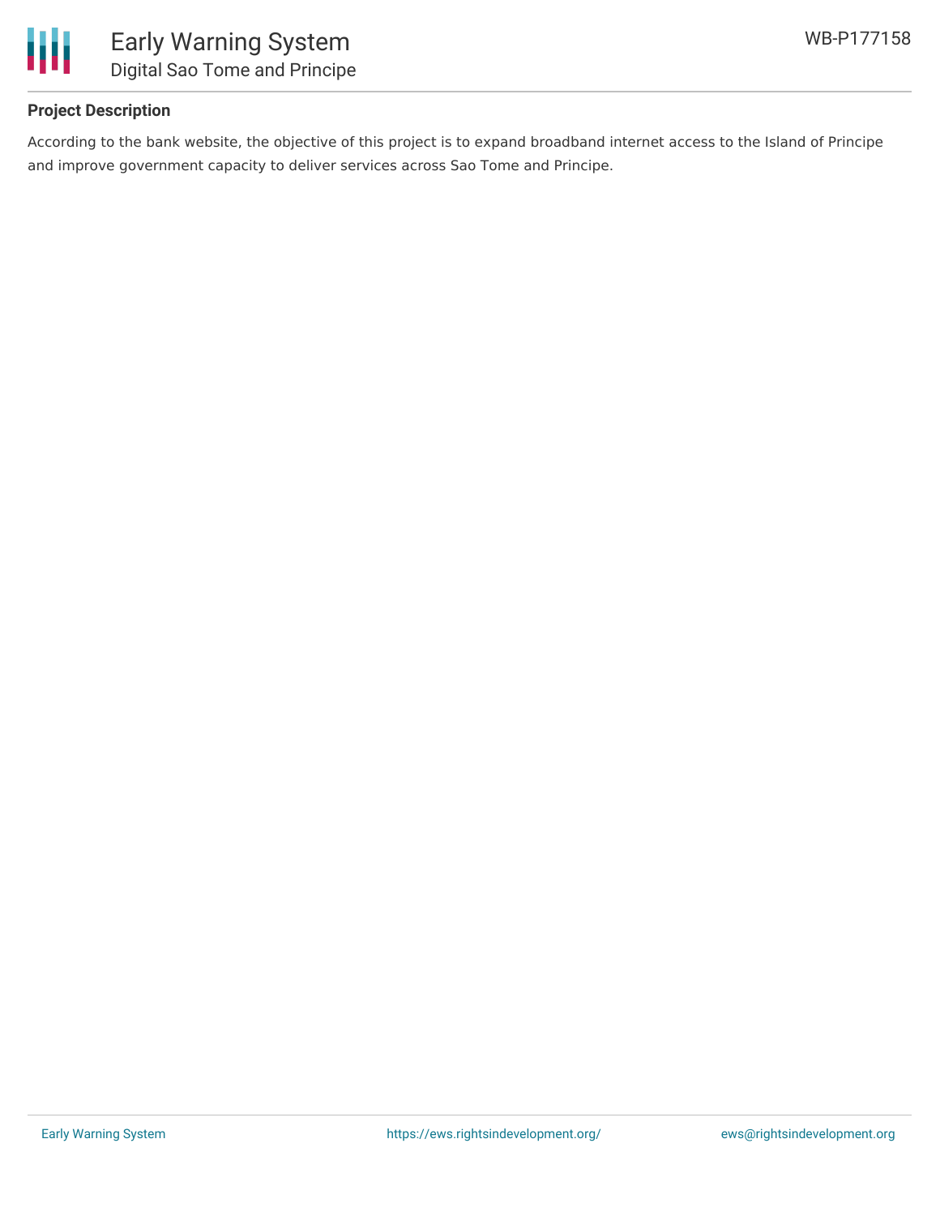**Project Description**

According to the bank website, the objective of this project is to expand broadband internet access to the Island of Principe and improve government capacity to deliver services across Sao Tome and Principe.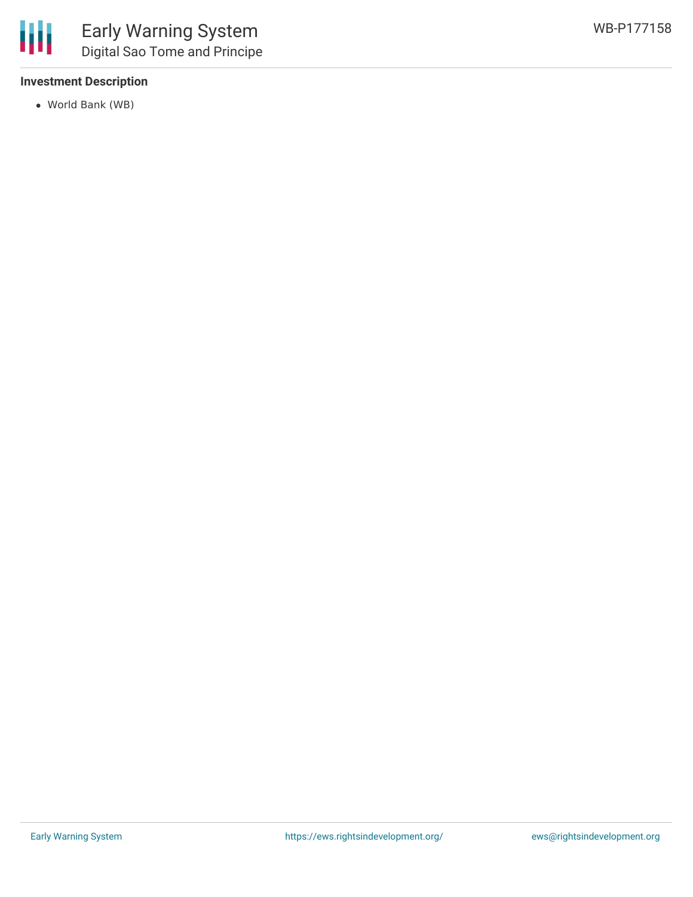**Investment Description**

- World Bank (WB)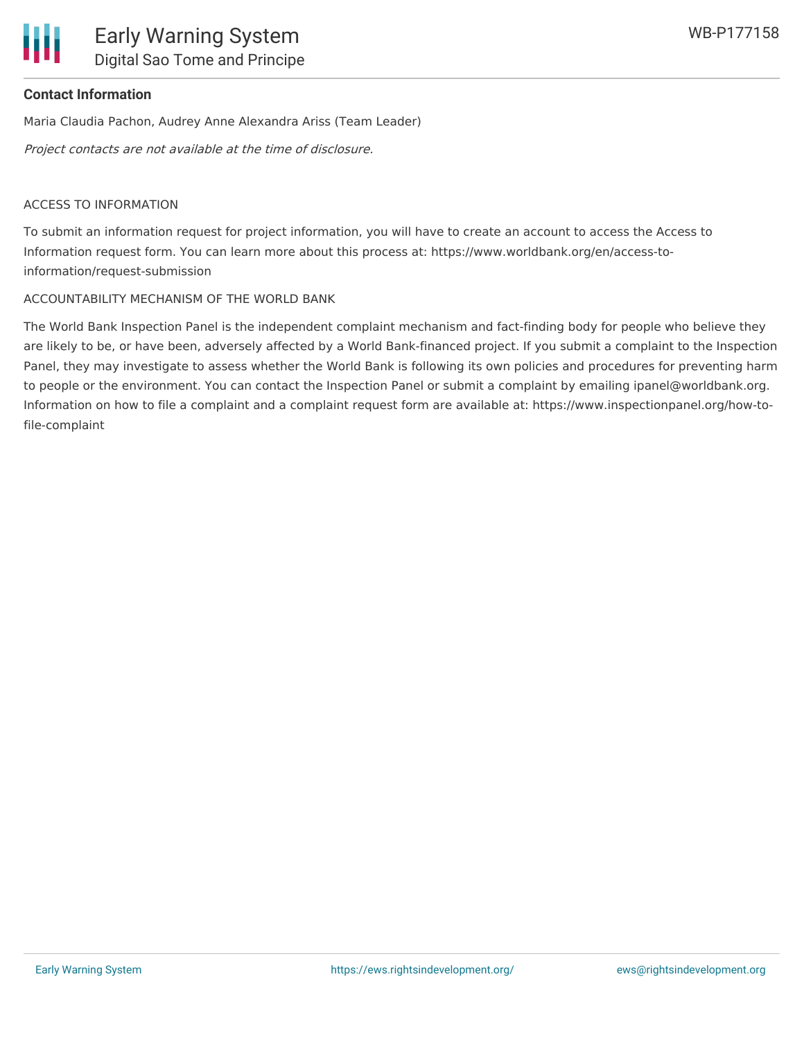**Contact Information**

Maria Claudia Pachon, Audrey Anne Alexandra Ariss (Team Leader)

*Project contacts are not available at the time of disclosure.*

ACCESS TO INFORMATION

To submit an information request for project information, you will have to create an account to access the Access to Information request form. You can learn more about this process at: https://www.worldbank.org/en/access-to-information/request-submission

ACCOUNTABILITY MECHANISM OF THE WORLD BANK

The World Bank Inspection Panel is the independent complaint mechanism and fact-finding body for people who believe they are likely to be, or have been, adversely affected by a World Bank-financed project. If you submit a complaint to the Inspection Panel, they may investigate to assess whether the World Bank is following its own policies and procedures for preventing harm to people or the environment. You can contact the Inspection Panel or submit a complaint by emailing ipanel@worldbank.org. Information on how to file a complaint and a complaint request form are available at: https://www.inspectionpanel.org/how-to-file-complaint